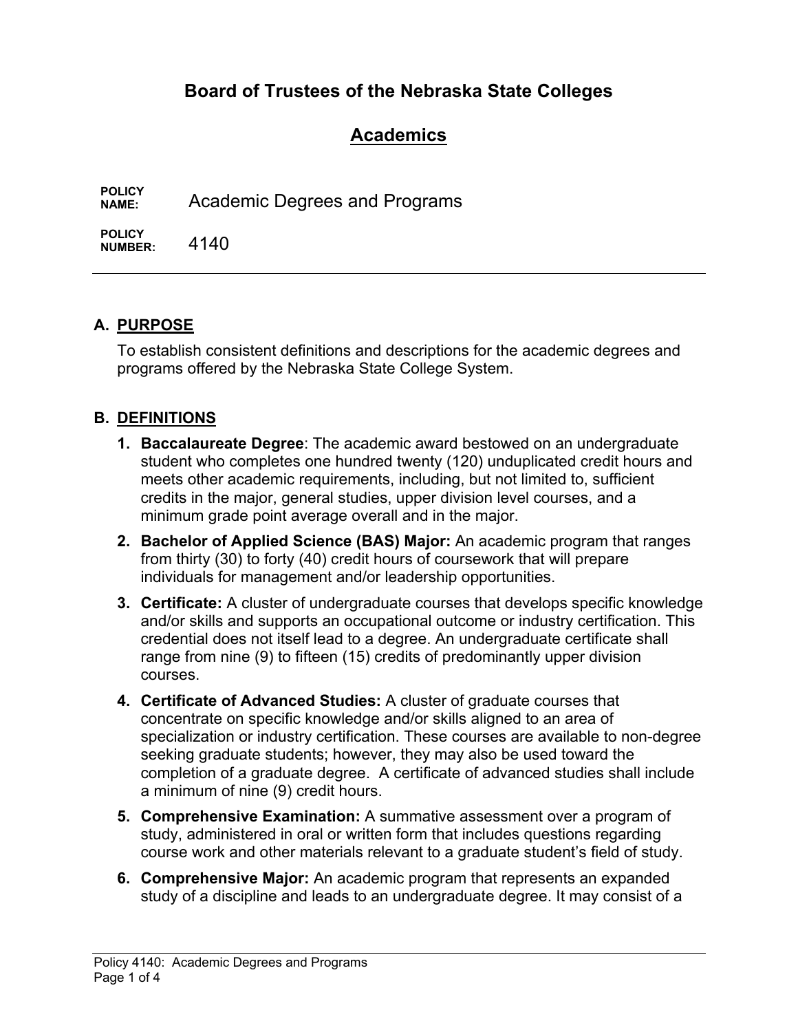# Board of Trustees of the Nebraska State Colleges

## Academics

**POLICY NAME:** Academic Degrees and Programs

**POLICY NUMBER:** 4140

---

### A. PURPOSE

To establish consistent definitions and descriptions for the academic degrees and programs offered by the Nebraska State College System.

### B. DEFINITIONS

1. **Baccalaureate Degree**: The academic award bestowed on an undergraduate student who completes one hundred twenty (120) unduplicated credit hours and meets other academic requirements, including, but not limited to, sufficient credits in the major, general studies, upper division level courses, and a minimum grade point average overall and in the major.
2. **Bachelor of Applied Science (BAS) Major:** An academic program that ranges from thirty (30) to forty (40) credit hours of coursework that will prepare individuals for management and/or leadership opportunities.
3. **Certificate:** A cluster of undergraduate courses that develops specific knowledge and/or skills and supports an occupational outcome or industry certification. This credential does not itself lead to a degree. An undergraduate certificate shall range from nine (9) to fifteen (15) credits of predominantly upper division courses.
4. **Certificate of Advanced Studies:** A cluster of graduate courses that concentrate on specific knowledge and/or skills aligned to an area of specialization or industry certification. These courses are available to non-degree seeking graduate students; however, they may also be used toward the completion of a graduate degree. A certificate of advanced studies shall include a minimum of nine (9) credit hours.
5. **Comprehensive Examination:** A summative assessment over a program of study, administered in oral or written form that includes questions regarding course work and other materials relevant to a graduate student's field of study.
6. **Comprehensive Major:** An academic program that represents an expanded study of a discipline and leads to an undergraduate degree. It may consist of a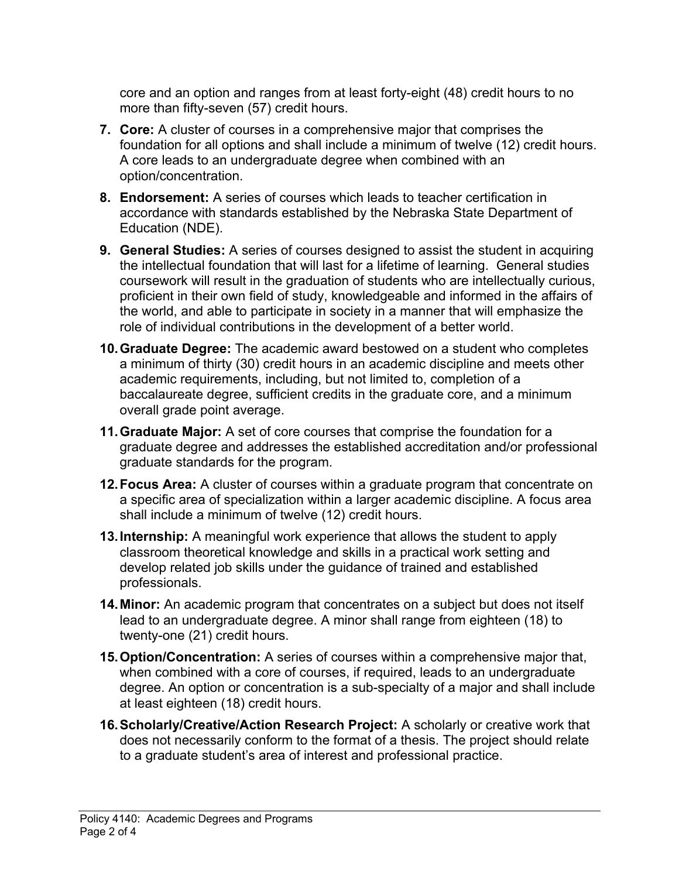core and an option and ranges from at least forty-eight (48) credit hours to no more than fifty-seven (57) credit hours.

7. **Core:** A cluster of courses in a comprehensive major that comprises the foundation for all options and shall include a minimum of twelve (12) credit hours. A core leads to an undergraduate degree when combined with an option/concentration.
8. **Endorsement:** A series of courses which leads to teacher certification in accordance with standards established by the Nebraska State Department of Education (NDE).
9. **General Studies:** A series of courses designed to assist the student in acquiring the intellectual foundation that will last for a lifetime of learning. General studies coursework will result in the graduation of students who are intellectually curious, proficient in their own field of study, knowledgeable and informed in the affairs of the world, and able to participate in society in a manner that will emphasize the role of individual contributions in the development of a better world.
10. **Graduate Degree:** The academic award bestowed on a student who completes a minimum of thirty (30) credit hours in an academic discipline and meets other academic requirements, including, but not limited to, completion of a baccalaureate degree, sufficient credits in the graduate core, and a minimum overall grade point average.
11. **Graduate Major:** A set of core courses that comprise the foundation for a graduate degree and addresses the established accreditation and/or professional graduate standards for the program.
12. **Focus Area:** A cluster of courses within a graduate program that concentrate on a specific area of specialization within a larger academic discipline. A focus area shall include a minimum of twelve (12) credit hours.
13. **Internship:** A meaningful work experience that allows the student to apply classroom theoretical knowledge and skills in a practical work setting and develop related job skills under the guidance of trained and established professionals.
14. **Minor:** An academic program that concentrates on a subject but does not itself lead to an undergraduate degree. A minor shall range from eighteen (18) to twenty-one (21) credit hours.
15. **Option/Concentration:** A series of courses within a comprehensive major that, when combined with a core of courses, if required, leads to an undergraduate degree. An option or concentration is a sub-specialty of a major and shall include at least eighteen (18) credit hours.
16. **Scholarly/Creative/Action Research Project:** A scholarly or creative work that does not necessarily conform to the format of a thesis. The project should relate to a graduate student's area of interest and professional practice.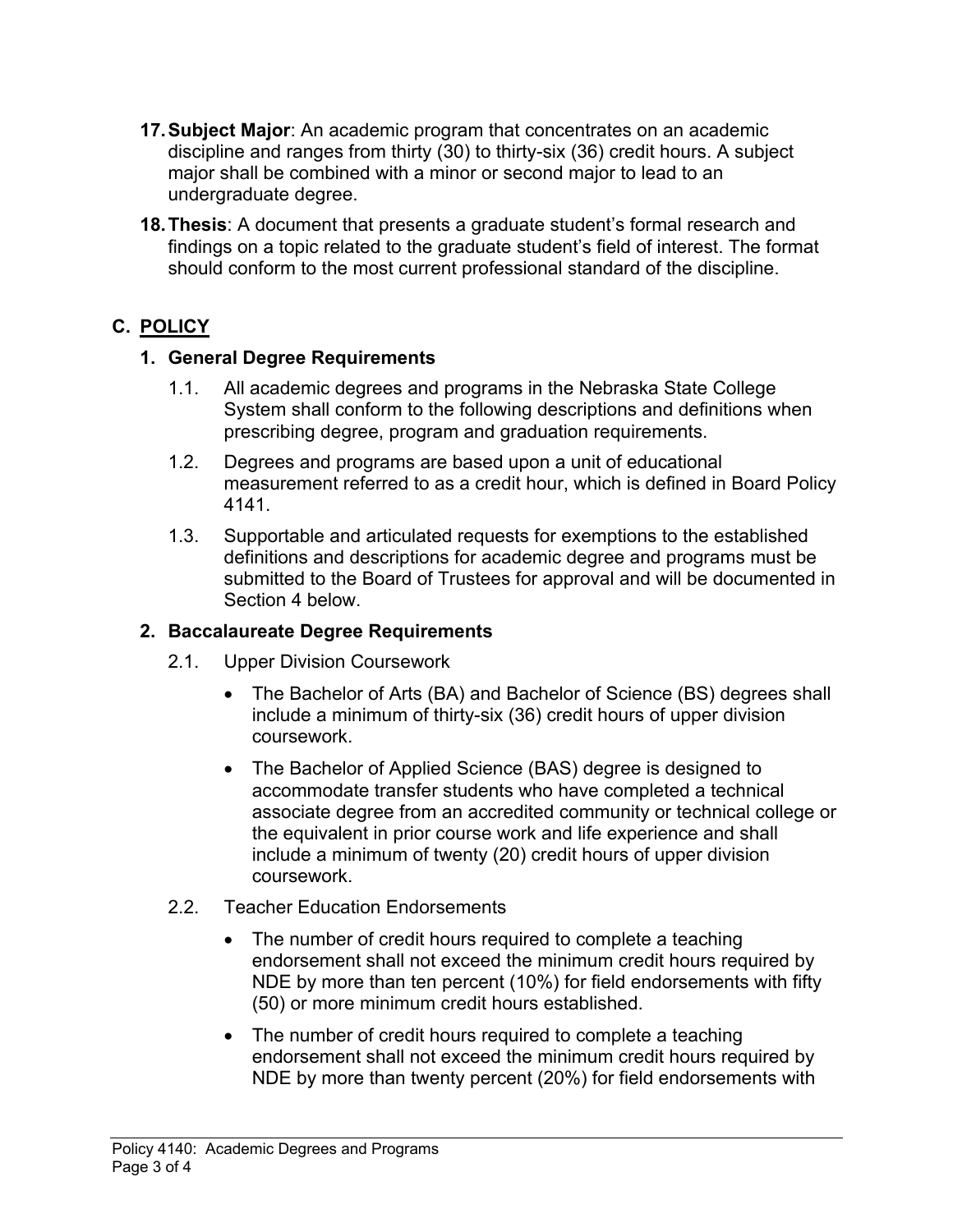17. **Subject Major**: An academic program that concentrates on an academic discipline and ranges from thirty (30) to thirty-six (36) credit hours. A subject major shall be combined with a minor or second major to lead to an undergraduate degree.

18. **Thesis**: A document that presents a graduate student's formal research and findings on a topic related to the graduate student's field of interest. The format should conform to the most current professional standard of the discipline.

## C. POLICY

### 1. General Degree Requirements

1.1. All academic degrees and programs in the Nebraska State College System shall conform to the following descriptions and definitions when prescribing degree, program and graduation requirements.

1.2. Degrees and programs are based upon a unit of educational measurement referred to as a credit hour, which is defined in Board Policy 4141.

1.3. Supportable and articulated requests for exemptions to the established definitions and descriptions for academic degree and programs must be submitted to the Board of Trustees for approval and will be documented in Section 4 below.

### 2. Baccalaureate Degree Requirements

2.1. Upper Division Coursework

- The Bachelor of Arts (BA) and Bachelor of Science (BS) degrees shall include a minimum of thirty-six (36) credit hours of upper division coursework.
- The Bachelor of Applied Science (BAS) degree is designed to accommodate transfer students who have completed a technical associate degree from an accredited community or technical college or the equivalent in prior course work and life experience and shall include a minimum of twenty (20) credit hours of upper division coursework.

2.2. Teacher Education Endorsements

- The number of credit hours required to complete a teaching endorsement shall not exceed the minimum credit hours required by NDE by more than ten percent (10%) for field endorsements with fifty (50) or more minimum credit hours established.
- The number of credit hours required to complete a teaching endorsement shall not exceed the minimum credit hours required by NDE by more than twenty percent (20%) for field endorsements with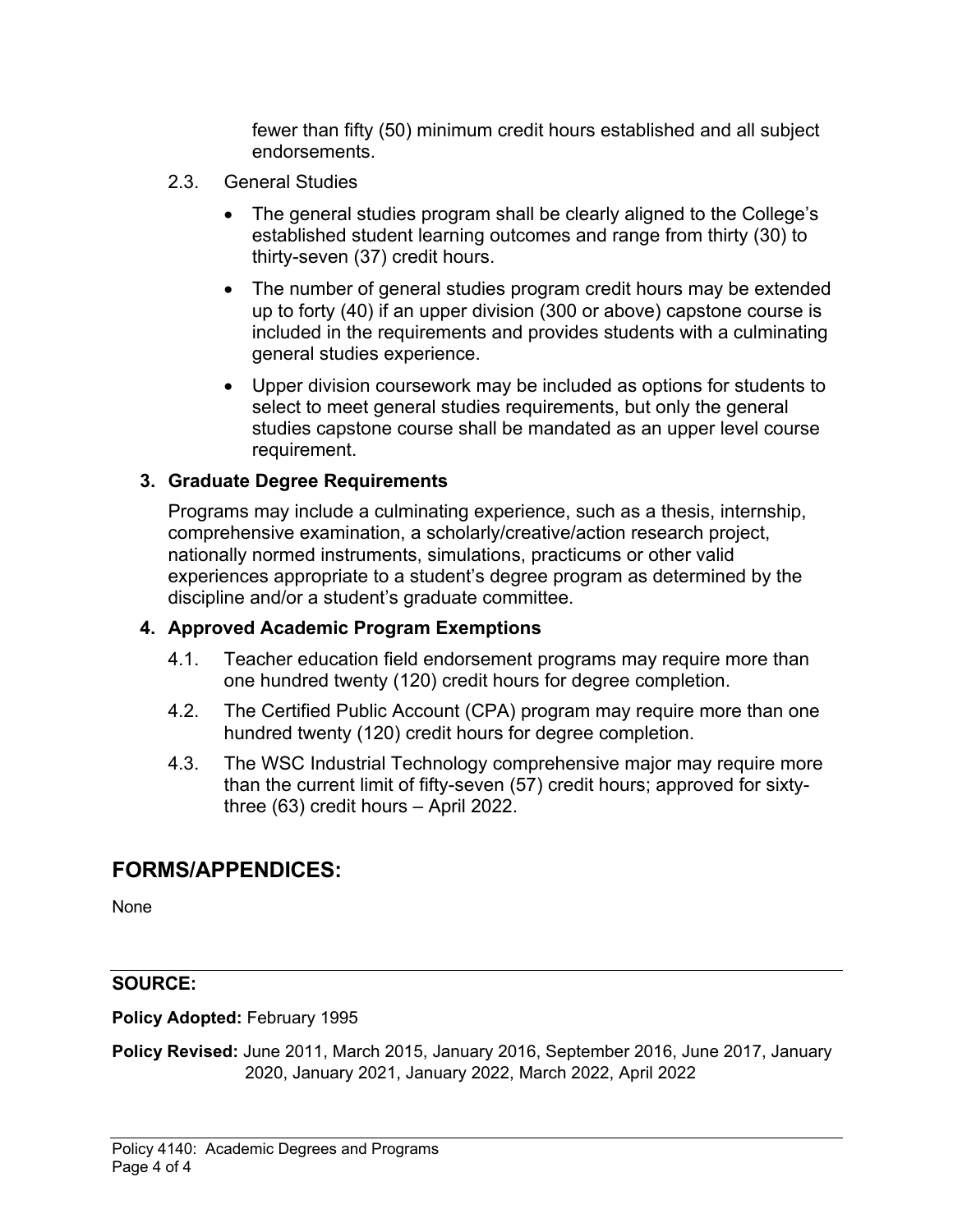fewer than fifty (50) minimum credit hours established and all subject endorsements.

2.3. General Studies

- The general studies program shall be clearly aligned to the College's established student learning outcomes and range from thirty (30) to thirty-seven (37) credit hours.
- The number of general studies program credit hours may be extended up to forty (40) if an upper division (300 or above) capstone course is included in the requirements and provides students with a culminating general studies experience.
- Upper division coursework may be included as options for students to select to meet general studies requirements, but only the general studies capstone course shall be mandated as an upper level course requirement.

**3. Graduate Degree Requirements**

Programs may include a culminating experience, such as a thesis, internship, comprehensive examination, a scholarly/creative/action research project, nationally normed instruments, simulations, practicums or other valid experiences appropriate to a student's degree program as determined by the discipline and/or a student's graduate committee.

**4. Approved Academic Program Exemptions**

4.1. Teacher education field endorsement programs may require more than one hundred twenty (120) credit hours for degree completion.

4.2. The Certified Public Account (CPA) program may require more than one hundred twenty (120) credit hours for degree completion.

4.3. The WSC Industrial Technology comprehensive major may require more than the current limit of fifty-seven (57) credit hours; approved for sixty-three (63) credit hours – April 2022.

## FORMS/APPENDICES:

None

---

**SOURCE:**

**Policy Adopted:** February 1995

**Policy Revised:** June 2011, March 2015, January 2016, September 2016, June 2017, January 2020, January 2021, January 2022, March 2022, April 2022